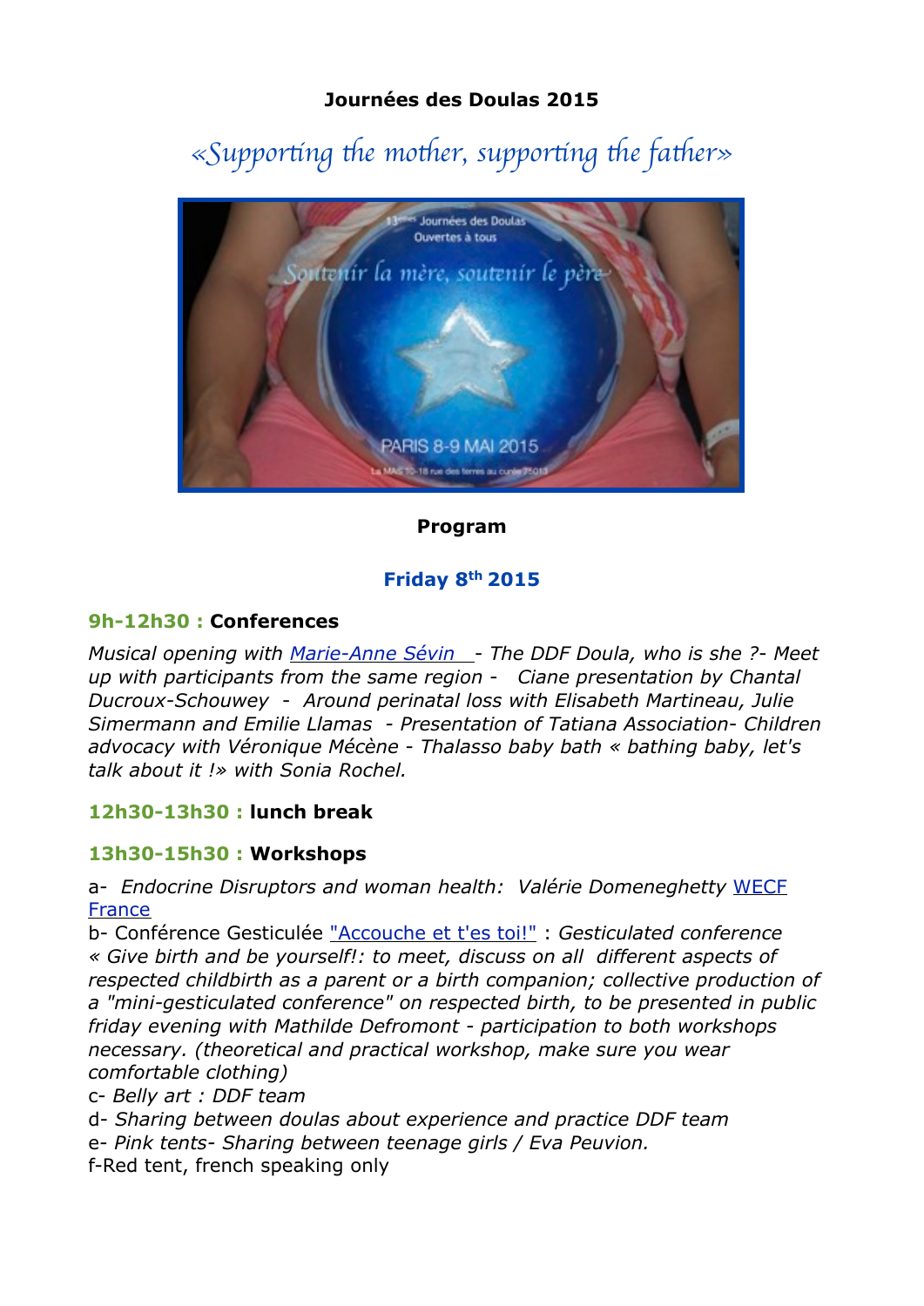**Journées des Doulas 2015**

# «Supporting the mother, supporting the father»

**Program**

## Friday 8th 2015

### 9h-12h30 : Conferences

*Musical opening with Marie-Anne Sévin - The DDF Doula, who is she ?- Meet up with participants from the same region - Ciane presentation by Chantal Ducroux-Schouwey - Around perinatal loss with Elisabeth Martineau, Julie Simermann and Emilie Llamas - Presentation of Tatiana Association- Children advocacy with Véronique Mécène - Thalasso baby bath « bathing baby, let's talk about it !» with Sonia Rochel.*

### 12h30-13h30 : lunch break

### 13h30-15h30 : Workshops

a- *Endocrine Disruptors and woman health: Valérie Domeneghetty* WECF France
b- Conférence Gesticulée "Accouche et t'es toi!" : *Gesticulated conference « Give birth and be yourself!: to meet, discuss on all different aspects of respected childbirth as a parent or a birth companion; collective production of a "mini-gesticulated conference" on respected birth, to be presented in public friday evening with Mathilde Defromont - participation to both workshops necessary. (theoretical and practical workshop, make sure you wear comfortable clothing)*
c- *Belly art : DDF team*
d- *Sharing between doulas about experience and practice DDF team*
e- *Pink tents- Sharing between teenage girls / Eva Peuvion.*
f-Red tent, french speaking only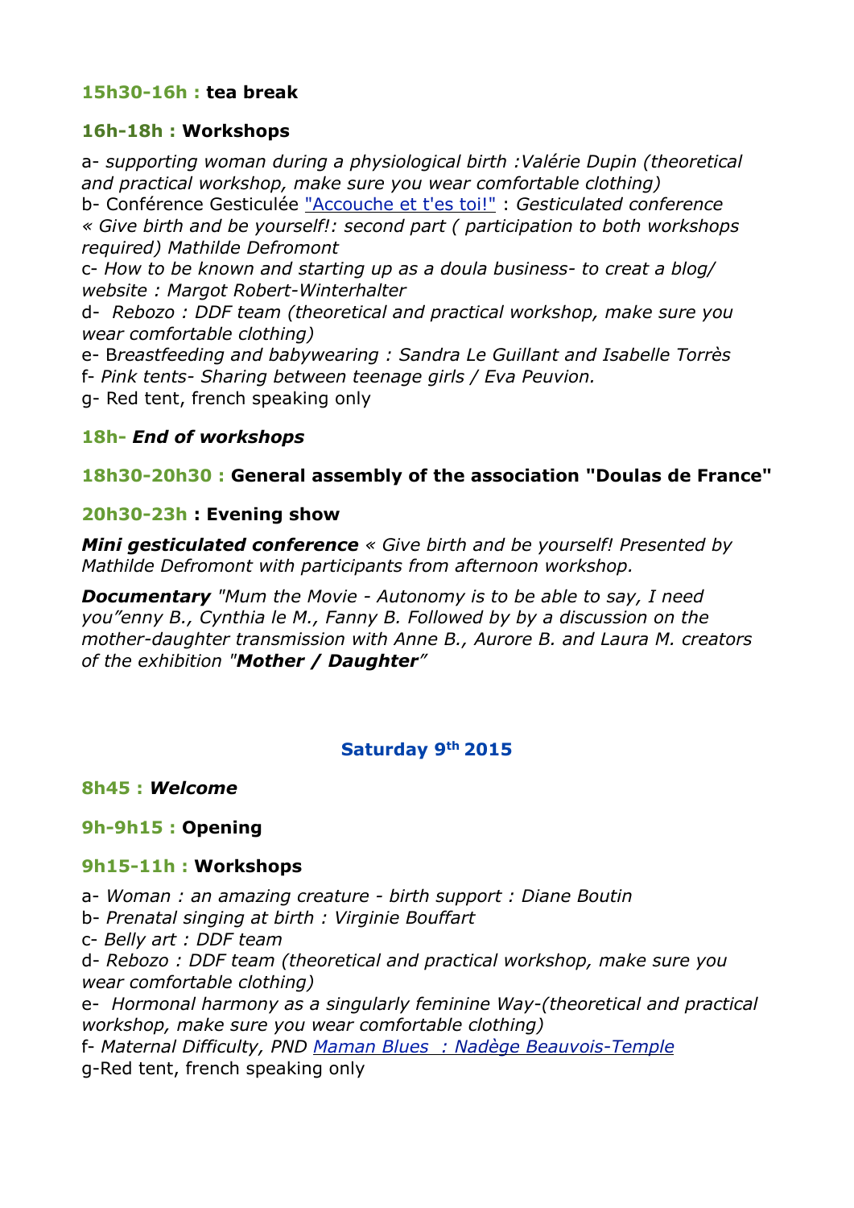**15h30-16h : tea break**

**16h-18h : Workshops**

a- *supporting woman during a physiological birth :Valérie Dupin (theoretical and practical workshop, make sure you wear comfortable clothing)*
b- Conférence Gesticulée "Accouche et t'es toi!" : *Gesticulated conference « Give birth and be yourself!: second part ( participation to both workshops required) Mathilde Defromont*
c- *How to be known and starting up as a doula business- to creat a blog/ website : Margot Robert-Winterhalter*
d- *Rebozo : DDF team (theoretical and practical workshop, make sure you wear comfortable clothing)*
e- B*reastfeeding and babywearing : Sandra Le Guillant and Isabelle Torrès*
f- *Pink tents- Sharing between teenage girls / Eva Peuvion.*
g- Red tent, french speaking only

**18h- *End of workshops***

**18h30-20h30 : General assembly of the association "Doulas de France"**

**20h30-23h : Evening show**

***Mini gesticulated conference*** *« Give birth and be yourself! Presented by Mathilde Defromont with participants from afternoon workshop.*

***Documentary*** *"Mum the Movie - Autonomy is to be able to say, I need you"enny B., Cynthia le M., Fanny B. Followed by by a discussion on the mother-daughter transmission with Anne B., Aurore B. and Laura M. creators of the exhibition "**Mother / Daughter**"*

## Saturday 9th 2015

**8h45 : *Welcome***

**9h-9h15 : Opening**

**9h15-11h : Workshops**

a- *Woman : an amazing creature - birth support : Diane Boutin*
b- *Prenatal singing at birth : Virginie Bouffart*
c- *Belly art : DDF team*
d- *Rebozo : DDF team (theoretical and practical workshop, make sure you wear comfortable clothing)*
e- *Hormonal harmony as a singularly feminine Way-(theoretical and practical workshop, make sure you wear comfortable clothing)*
f- *Maternal Difficulty, PND Maman Blues : Nadège Beauvois-Temple*
g-Red tent, french speaking only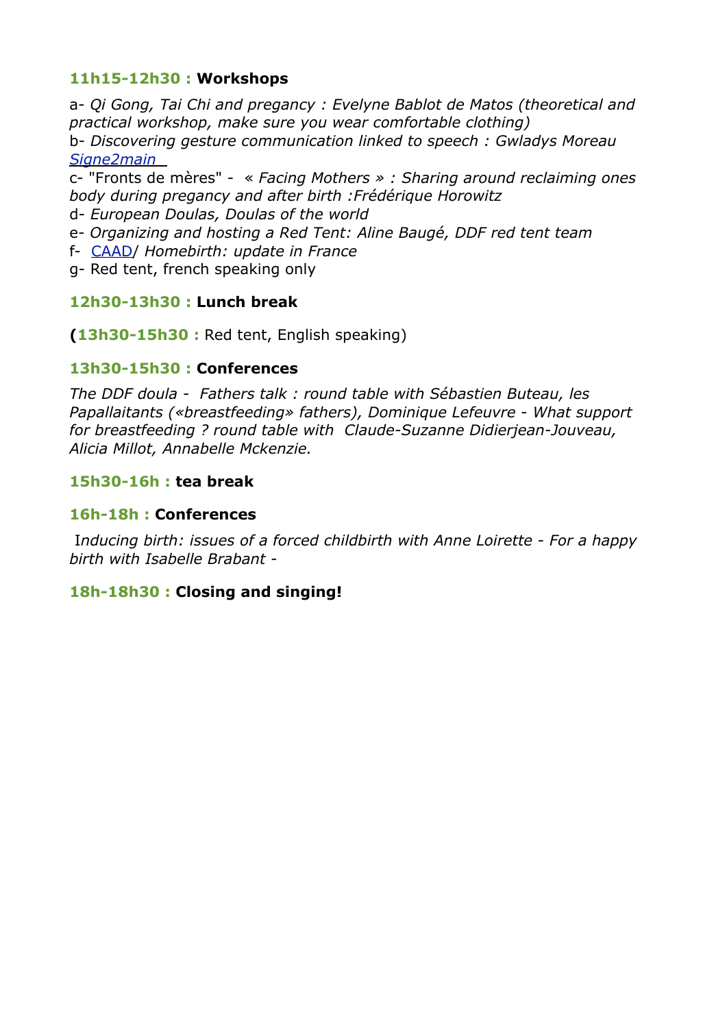**11h15-12h30 : Workshops**

a- *Qi Gong, Tai Chi and pregancy : Evelyne Bablot de Matos (theoretical and practical workshop, make sure you wear comfortable clothing)*
b- *Discovering gesture communication linked to speech : Gwladys Moreau [Signe2main](Signe2main)*
c- "Fronts de mères" - « *Facing Mothers* » *: Sharing around reclaiming ones body during pregancy and after birth :Frédérique Horowitz*
d- *European Doulas, Doulas of the world*
e- *Organizing and hosting a Red Tent: Aline Baugé, DDF red tent team*
f- [CAAD](CAAD)/ *Homebirth: update in France*
g- Red tent, french speaking only

**12h30-13h30 : Lunch break**

**(13h30-15h30 :** Red tent, English speaking)

**13h30-15h30 : Conferences**

*The DDF doula - Fathers talk : round table with Sébastien Buteau, les Papallaitants («breastfeeding» fathers), Dominique Lefeuvre - What support for breastfeeding ? round table with Claude-Suzanne Didierjean-Jouveau, Alicia Millot, Annabelle Mckenzie.*

**15h30-16h : tea break**

**16h-18h : Conferences**

I*nducing birth: issues of a forced childbirth with Anne Loirette - For a happy birth with Isabelle Brabant -*

**18h-18h30 : Closing and singing!**